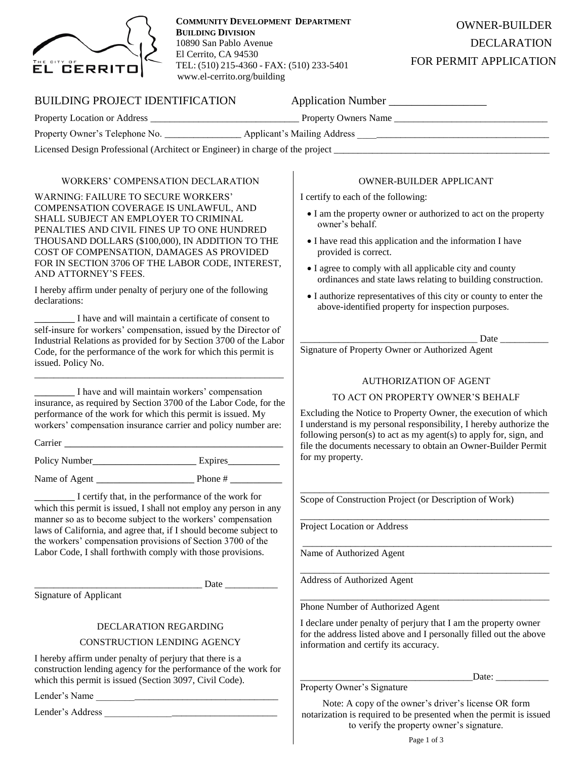**COMMUNITY DEVELOPMENT DEPARTMENT**
**BUILDING DIVISION**
10890 San Pablo Avenue
El Cerrito, CA 94530
TEL: (510) 215-4360 - FAX: (510) 233-5401
www.el-cerrito.org/building

# OWNER-BUILDER DECLARATION FOR PERMIT APPLICATION

## BUILDING PROJECT IDENTIFICATION

Application Number _________________

Property Location or Address _______________________________ Property Owners Name ________________________________

Property Owner's Telephone No. ________________ Applicant's Mailing Address _____________________________________

Licensed Design Professional (Architect or Engineer) in charge of the project _______________________________________________

## WORKERS' COMPENSATION DECLARATION

WARNING: FAILURE TO SECURE WORKERS' COMPENSATION COVERAGE IS UNLAWFUL, AND SHALL SUBJECT AN EMPLOYER TO CRIMINAL PENALTIES AND CIVIL FINES UP TO ONE HUNDRED THOUSAND DOLLARS ($100,000), IN ADDITION TO THE COST OF COMPENSATION, DAMAGES AS PROVIDED FOR IN SECTION 3706 OF THE LABOR CODE, INTEREST, AND ATTORNEY'S FEES.

I hereby affirm under penalty of perjury one of the following declarations:

________ I have and will maintain a certificate of consent to self-insure for workers' compensation, issued by the Director of Industrial Relations as provided for by Section 3700 of the Labor Code, for the performance of the work for which this permit is issued. Policy No.

______________________________________________________

________ I have and will maintain workers' compensation insurance, as required by Section 3700 of the Labor Code, for the performance of the work for which this permit is issued. My workers' compensation insurance carrier and policy number are:

Carrier ______________________________________________

Policy Number_____________________ Expires___________

Name of Agent ____________________ Phone # ___________

________ I certify that, in the performance of the work for which this permit is issued, I shall not employ any person in any manner so as to become subject to the workers' compensation laws of California, and agree that, if I should become subject to the workers' compensation provisions of Section 3700 of the Labor Code, I shall forthwith comply with those provisions.

__________________________________ Date ___________
Signature of Applicant

## DECLARATION REGARDING CONSTRUCTION LENDING AGENCY

I hereby affirm under penalty of perjury that there is a construction lending agency for the performance of the work for which this permit is issued (Section 3097, Civil Code).

Lender's Name _______________________________________

Lender's Address _____________________________________

## OWNER-BUILDER APPLICANT

I certify to each of the following:

- I am the property owner or authorized to act on the property owner's behalf.
- I have read this application and the information I have provided is correct.
- I agree to comply with all applicable city and county ordinances and state laws relating to building construction.
- I authorize representatives of this city or county to enter the above-identified property for inspection purposes.

____________________________________ Date __________
Signature of Property Owner or Authorized Agent

## AUTHORIZATION OF AGENT TO ACT ON PROPERTY OWNER'S BEHALF

Excluding the Notice to Property Owner, the execution of which I understand is my personal responsibility, I hereby authorize the following person(s) to act as my agent(s) to apply for, sign, and file the documents necessary to obtain an Owner-Builder Permit for my property.

______________________________________________________
Scope of Construction Project (or Description of Work)

______________________________________________________
Project Location or Address

______________________________________________________
Name of Authorized Agent

______________________________________________________
Address of Authorized Agent

______________________________________________________
Phone Number of Authorized Agent

I declare under penalty of perjury that I am the property owner for the address listed above and I personally filled out the above information and certify its accuracy.

____________________________________Date: ___________
Property Owner's Signature

Note: A copy of the owner's driver's license OR form notarization is required to be presented when the permit is issued to verify the property owner's signature.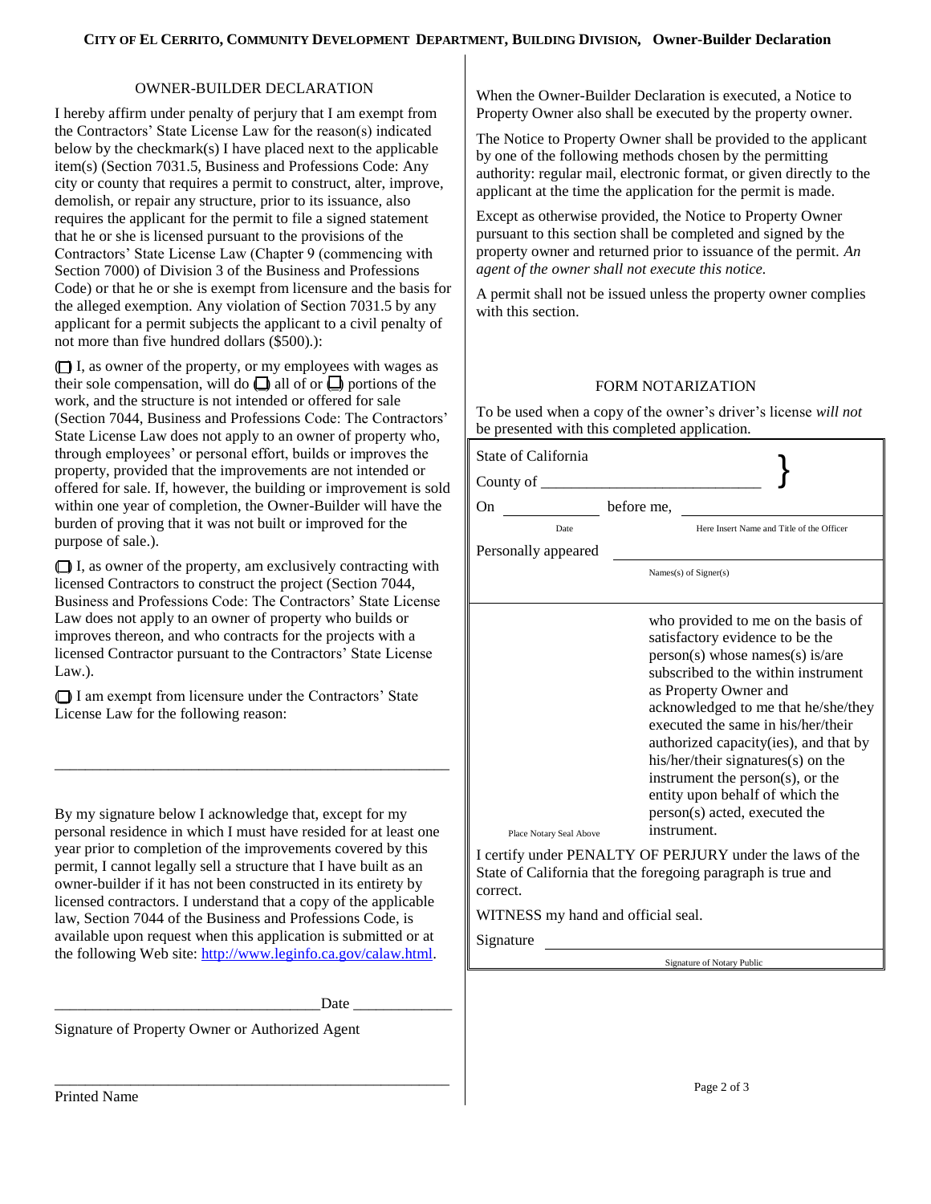## OWNER-BUILDER DECLARATION

I hereby affirm under penalty of perjury that I am exempt from the Contractors' State License Law for the reason(s) indicated below by the checkmark(s) I have placed next to the applicable item(s) (Section 7031.5, Business and Professions Code: Any city or county that requires a permit to construct, alter, improve, demolish, or repair any structure, prior to its issuance, also requires the applicant for the permit to file a signed statement that he or she is licensed pursuant to the provisions of the Contractors' State License Law (Chapter 9 (commencing with Section 7000) of Division 3 of the Business and Professions Code) or that he or she is exempt from licensure and the basis for the alleged exemption. Any violation of Section 7031.5 by any applicant for a permit subjects the applicant to a civil penalty of not more than five hundred dollars ($500).):

☐ I, as owner of the property, or my employees with wages as their sole compensation, will do ☐ all of or ☐ portions of the work, and the structure is not intended or offered for sale (Section 7044, Business and Professions Code: The Contractors' State License Law does not apply to an owner of property who, through employees' or personal effort, builds or improves the property, provided that the improvements are not intended or offered for sale. If, however, the building or improvement is sold within one year of completion, the Owner-Builder will have the burden of proving that it was not built or improved for the purpose of sale.).

☐ I, as owner of the property, am exclusively contracting with licensed Contractors to construct the project (Section 7044, Business and Professions Code: The Contractors' State License Law does not apply to an owner of property who builds or improves thereon, and who contracts for the projects with a licensed Contractor pursuant to the Contractors' State License Law.).

☐ I am exempt from licensure under the Contractors' State License Law for the following reason:

_______________________________________________

By my signature below I acknowledge that, except for my personal residence in which I must have resided for at least one year prior to completion of the improvements covered by this permit, I cannot legally sell a structure that I have built as an owner-builder if it has not been constructed in its entirety by licensed contractors. I understand that a copy of the applicable law, Section 7044 of the Business and Professions Code, is available upon request when this application is submitted or at the following Web site: http://www.leginfo.ca.gov/calaw.html.

______________________________ Date ____________

Signature of Property Owner or Authorized Agent

_______________________________________________

Printed Name

When the Owner-Builder Declaration is executed, a Notice to Property Owner also shall be executed by the property owner.

The Notice to Property Owner shall be provided to the applicant by one of the following methods chosen by the permitting authority: regular mail, electronic format, or given directly to the applicant at the time the application for the permit is made.

Except as otherwise provided, the Notice to Property Owner pursuant to this section shall be completed and signed by the property owner and returned prior to issuance of the permit. *An agent of the owner shall not execute this notice.*

A permit shall not be issued unless the property owner complies with this section.

## FORM NOTARIZATION

To be used when a copy of the owner's driver's license *will not* be presented with this completed application.

State of California
County of ____________________ }

On ____________ before me, ______________________
Date — Here Insert Name and Title of the Officer

Personally appeared ______________________
Names(s) of Signer(s)

who provided to me on the basis of satisfactory evidence to be the person(s) whose names(s) is/are subscribed to the within instrument as Property Owner and acknowledged to me that he/she/they executed the same in his/her/their authorized capacity(ies), and that by his/her/their signatures(s) on the instrument the person(s), or the entity upon behalf of which the person(s) acted, executed the instrument.

Place Notary Seal Above

I certify under PENALTY OF PERJURY under the laws of the State of California that the foregoing paragraph is true and correct.

WITNESS my hand and official seal.

Signature ______________________
Signature of Notary Public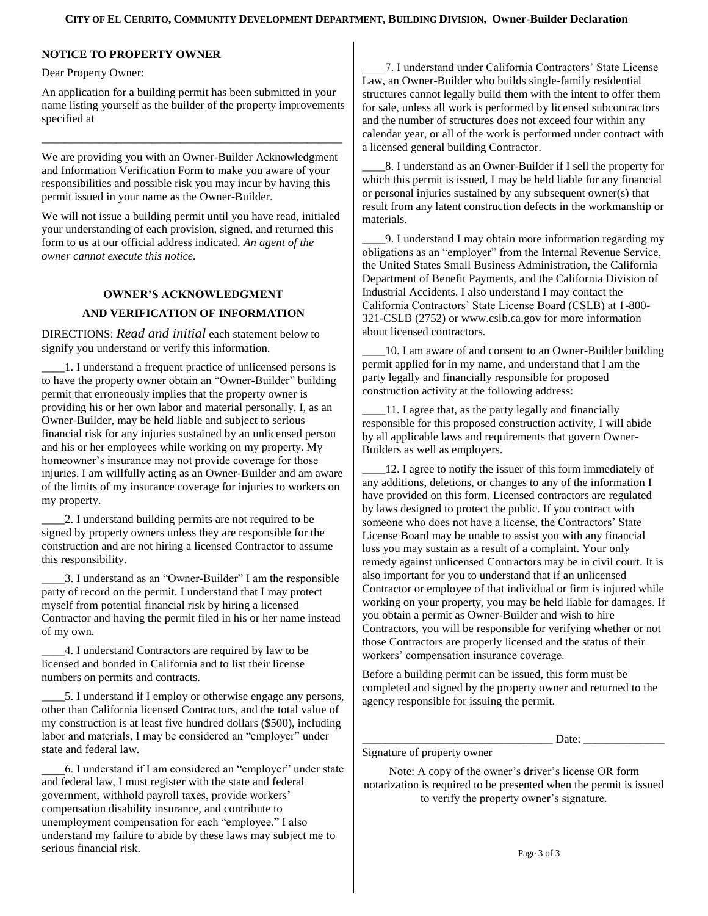## NOTICE TO PROPERTY OWNER

Dear Property Owner:

An application for a building permit has been submitted in your name listing yourself as the builder of the property improvements specified at

_______________________________________________________

We are providing you with an Owner-Builder Acknowledgment and Information Verification Form to make you aware of your responsibilities and possible risk you may incur by having this permit issued in your name as the Owner-Builder.

We will not issue a building permit until you have read, initialed your understanding of each provision, signed, and returned this form to us at our official address indicated. *An agent of the owner cannot execute this notice.*

### OWNER'S ACKNOWLEDGMENT AND VERIFICATION OF INFORMATION

DIRECTIONS: *Read and initial* each statement below to signify you understand or verify this information.

____1. I understand a frequent practice of unlicensed persons is to have the property owner obtain an "Owner-Builder" building permit that erroneously implies that the property owner is providing his or her own labor and material personally. I, as an Owner-Builder, may be held liable and subject to serious financial risk for any injuries sustained by an unlicensed person and his or her employees while working on my property. My homeowner's insurance may not provide coverage for those injuries. I am willfully acting as an Owner-Builder and am aware of the limits of my insurance coverage for injuries to workers on my property.

____2. I understand building permits are not required to be signed by property owners unless they are responsible for the construction and are not hiring a licensed Contractor to assume this responsibility.

____3. I understand as an "Owner-Builder" I am the responsible party of record on the permit. I understand that I may protect myself from potential financial risk by hiring a licensed Contractor and having the permit filed in his or her name instead of my own.

____4. I understand Contractors are required by law to be licensed and bonded in California and to list their license numbers on permits and contracts.

____5. I understand if I employ or otherwise engage any persons, other than California licensed Contractors, and the total value of my construction is at least five hundred dollars ($500), including labor and materials, I may be considered an "employer" under state and federal law.

____6. I understand if I am considered an "employer" under state and federal law, I must register with the state and federal government, withhold payroll taxes, provide workers' compensation disability insurance, and contribute to unemployment compensation for each "employee." I also understand my failure to abide by these laws may subject me to serious financial risk.

____7. I understand under California Contractors' State License Law, an Owner-Builder who builds single-family residential structures cannot legally build them with the intent to offer them for sale, unless all work is performed by licensed subcontractors and the number of structures does not exceed four within any calendar year, or all of the work is performed under contract with a licensed general building Contractor.

____8. I understand as an Owner-Builder if I sell the property for which this permit is issued, I may be held liable for any financial or personal injuries sustained by any subsequent owner(s) that result from any latent construction defects in the workmanship or materials.

____9. I understand I may obtain more information regarding my obligations as an "employer" from the Internal Revenue Service, the United States Small Business Administration, the California Department of Benefit Payments, and the California Division of Industrial Accidents. I also understand I may contact the California Contractors' State License Board (CSLB) at 1-800-321-CSLB (2752) or www.cslb.ca.gov for more information about licensed contractors.

____10. I am aware of and consent to an Owner-Builder building permit applied for in my name, and understand that I am the party legally and financially responsible for proposed construction activity at the following address:

____11. I agree that, as the party legally and financially responsible for this proposed construction activity, I will abide by all applicable laws and requirements that govern Owner-Builders as well as employers.

____12. I agree to notify the issuer of this form immediately of any additions, deletions, or changes to any of the information I have provided on this form. Licensed contractors are regulated by laws designed to protect the public. If you contract with someone who does not have a license, the Contractors' State License Board may be unable to assist you with any financial loss you may sustain as a result of a complaint. Your only remedy against unlicensed Contractors may be in civil court. It is also important for you to understand that if an unlicensed Contractor or employee of that individual or firm is injured while working on your property, you may be held liable for damages. If you obtain a permit as Owner-Builder and wish to hire Contractors, you will be responsible for verifying whether or not those Contractors are properly licensed and the status of their workers' compensation insurance coverage.

Before a building permit can be issued, this form must be completed and signed by the property owner and returned to the agency responsible for issuing the permit.

_________________________________ Date: ______________

Signature of property owner

Note: A copy of the owner's driver's license OR form notarization is required to be presented when the permit is issued to verify the property owner's signature.